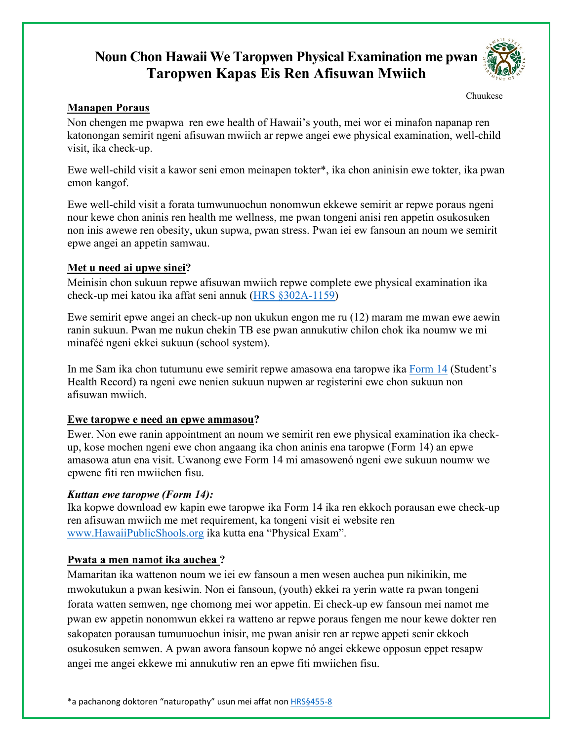# Noun Chon Hawaii We Taropwen Physical Examination me pwan Taropwen Kapas Eis Ren Afisuwan Mwiich

Chuukese

## Manapen Poraus

Non chengen me pwapwa ren ewe health of Hawaii's youth, mei wor ei minafon napanap ren katonongan semirit ngeni afisuwan mwiich ar repwe angei ewe physical examination, well-child visit, ika check-up.

Ewe well-child visit a kawor seni emon meinapen tokter*, ika chon aninisin ewe tokter, ika pwan emon kangof.

Ewe well-child visit a forata tumwunuochun nonomwun ekkewe semirit ar repwe poraus ngeni nour kewe chon aninis ren health me wellness, me pwan tongeni anisi ren appetin osukosuken non inis awewe ren obesity, ukun supwa, pwan stress. Pwan iei ew fansoun an noum we semirit epwe angei an appetin samwau.

## Met u need ai upwe sinei?

Meinisin chon sukuun repwe afisuwan mwiich repwe complete ewe physical examination ika check-up mei katou ika affat seni annuk ([HRS §302A-1159](HRS §302A-1159))

Ewe semirit epwe angei an check-up non ukukun engon me ru (12) maram me mwan ewe aewin ranin sukuun. Pwan me nukun chekin TB ese pwan annukutiw chilon chok ika noumw we mi minaféé ngeni ekkei sukuun (school system).

In me Sam ika chon tutumunu ewe semirit repwe amasowa ena taropwe ika [Form 14](Form 14) (Student's Health Record) ra ngeni ewe nenien sukuun nupwen ar registerini ewe chon sukuun non afisuwan mwiich.

## Ewe taropwe e need an epwe ammasou?

Ewer. Non ewe ranin appointment an noum we semirit ren ewe physical examination ika check-up, kose mochen ngeni ewe chon angaang ika chon aninis ena taropwe (Form 14) an epwe amasowa atun ena visit. Uwanong ewe Form 14 mi amasowenó ngeni ewe sukuun noumw we epwene fiti ren mwiichen fisu.

### *Kuttan ewe taropwe (Form 14):*

Ika kopwe download ew kapin ewe taropwe ika Form 14 ika ren ekkoch porausan ewe check-up ren afisuwan mwiich me met requirement, ka tongeni visit ei website ren [www.HawaiiPublicShools.org](www.HawaiiPublicShools.org) ika kutta ena "Physical Exam".

## Pwata a men namot ika auchea ?

Mamaritan ika wattenon noum we iei ew fansoun a men wesen auchea pun nikinikin, me mwokutukun a pwan kesiwin. Non ei fansoun, (youth) ekkei ra yerin watte ra pwan tongeni forata watten semwen, nge chomong mei wor appetin. Ei check-up ew fansoun mei namot me pwan ew appetin nonomwun ekkei ra watteno ar repwe poraus fengen me nour kewe dokter ren sakopaten porausan tumunuochun inisir, me pwan anisir ren ar repwe appeti senir ekkoch osukosuken semwen. A pwan awora fansoun kopwe nó angei ekkewe opposun eppet resapw angei me angei ekkewe mi annukutiw ren an epwe fiti mwiichen fisu.

*a pachanong doktoren "naturopathy" usun mei affat non [HRS§455-8](HRS§455-8)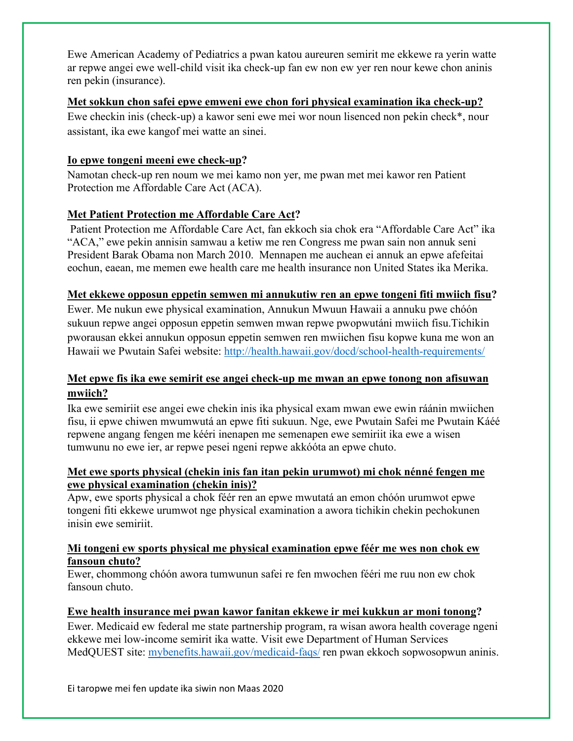Ewe American Academy of Pediatrics a pwan katou aureuren semirit me ekkewe ra yerin watte ar repwe angei ewe well-child visit ika check-up fan ew non ew yer ren nour kewe chon aninis ren pekin (insurance).

**Met sokkun chon safei epwe emweni ewe chon fori physical examination ika check-up?**

Ewe checkin inis (check-up) a kawor seni ewe mei wor noun lisenced non pekin check*, nour assistant, ika ewe kangof mei watte an sinei.

**Io epwe tongeni meeni ewe check-up?**

Namotan check-up ren noum we mei kamo non yer, me pwan met mei kawor ren Patient Protection me Affordable Care Act (ACA).

**Met Patient Protection me Affordable Care Act?**

Patient Protection me Affordable Care Act, fan ekkoch sia chok era "Affordable Care Act" ika "ACA," ewe pekin annisin samwau a ketiw me ren Congress me pwan sain non annuk seni President Barak Obama non March 2010. Mennapen me auchean ei annuk an epwe afefeitai eochun, eaean, me memen ewe health care me health insurance non United States ika Merika.

**Met ekkewe opposun eppetin semwen mi annukutiw ren an epwe tongeni fiti mwiich fisu?**

Ewer. Me nukun ewe physical examination, Annukun Mwuun Hawaii a annuku pwe chóón sukuun repwe angei opposun eppetin semwen mwan repwe pwopwutáni mwiich fisu.Tichikin pworausan ekkei annukun opposun eppetin semwen ren mwiichen fisu kopwe kuna me won an Hawaii we Pwutain Safei website: http://health.hawaii.gov/docd/school-health-requirements/

**Met epwe fis ika ewe semirit ese angei check-up me mwan an epwe tonong non afisuwan mwiich?**

Ika ewe semiriit ese angei ewe chekin inis ika physical exam mwan ewe ewin ráánin mwiichen fisu, ii epwe chiwen mwumwutá an epwe fiti sukuun. Nge, ewe Pwutain Safei me Pwutain Kááé repwene angang fengen me kééri inenapen me semenapen ewe semiriit ika ewe a wisen tumwunu no ewe ier, ar repwe pesei ngeni repwe akkóóta an epwe chuto.

**Met ewe sports physical (chekin inis fan itan pekin urumwot) mi chok nénné fengen me ewe physical examination (chekin inis)?**

Apw, ewe sports physical a chok féér ren an epwe mwutatá an emon chóón urumwot epwe tongeni fiti ekkewe urumwot nge physical examination a awora tichikin chekin pechokunen inisin ewe semiriit.

**Mi tongeni ew sports physical me physical examination epwe féér me wes non chok ew fansoun chuto?**

Ewer, chommong chóón awora tumwunun safei re fen mwochen fééri me ruu non ew chok fansoun chuto.

**Ewe health insurance mei pwan kawor fanitan ekkewe ir mei kukkun ar moni tonong?**

Ewer. Medicaid ew federal me state partnership program, ra wisan awora health coverage ngeni ekkewe mei low-income semirit ika watte. Visit ewe Department of Human Services MedQUEST site: mybenefits.hawaii.gov/medicaid-faqs/ ren pwan ekkoch sopwosopwun aninis.

Ei taropwe mei fen update ika siwin non Maas 2020